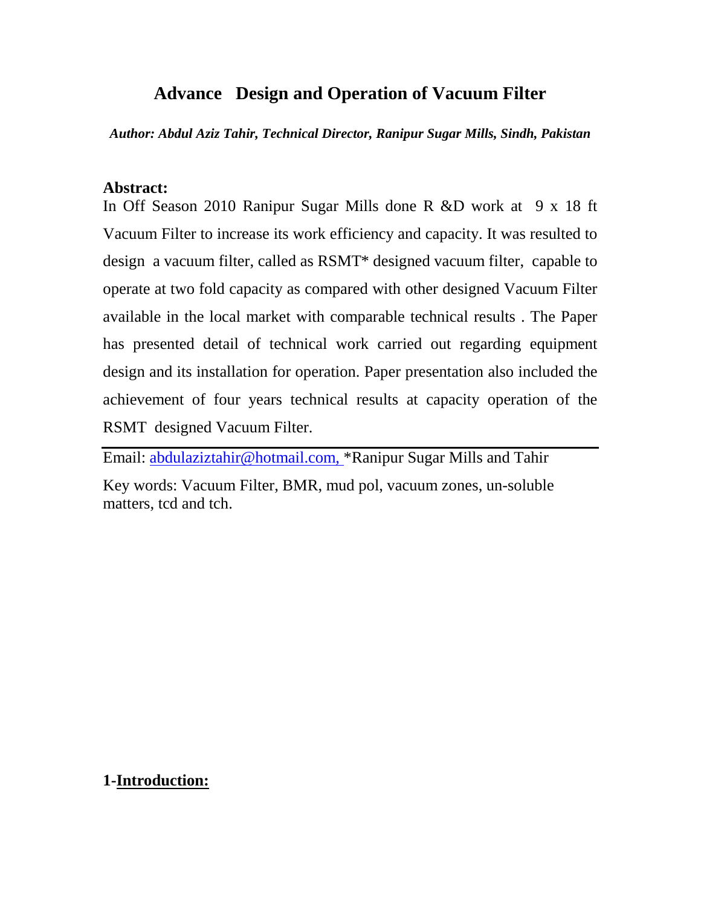# Advance Design and Operation of Vacuum Filter

***Author: Abdul Aziz Tahir, Technical Director, Ranipur Sugar Mills, Sindh, Pakistan***

**Abstract:**

In Off Season 2010 Ranipur Sugar Mills done R &D work at 9 x 18 ft Vacuum Filter to increase its work efficiency and capacity. It was resulted to design a vacuum filter, called as RSMT* designed vacuum filter, capable to operate at two fold capacity as compared with other designed Vacuum Filter available in the local market with comparable technical results . The Paper has presented detail of technical work carried out regarding equipment design and its installation for operation. Paper presentation also included the achievement of four years technical results at capacity operation of the RSMT designed Vacuum Filter.

---

Email: abdulaziztahir@hotmail.com, *Ranipur Sugar Mills and Tahir

Key words: Vacuum Filter, BMR, mud pol, vacuum zones, un-soluble matters, tcd and tch.

## 1-Introduction: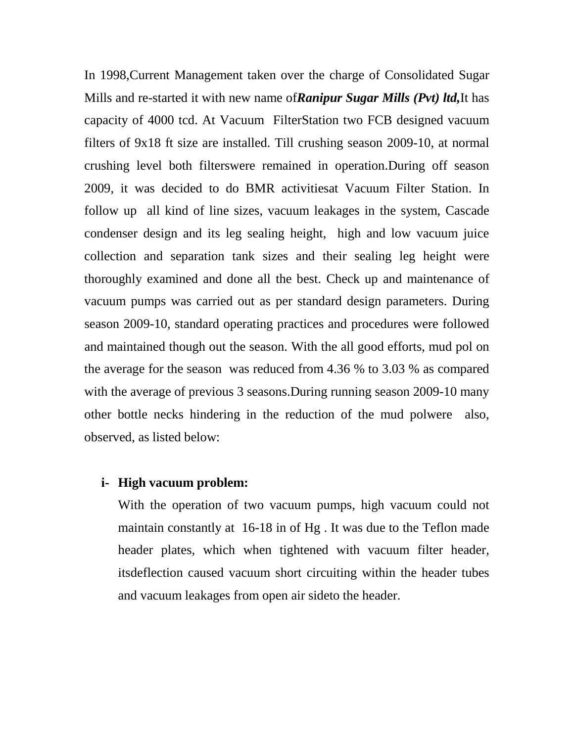In 1998,Current Management taken over the charge of Consolidated Sugar Mills and re-started it with new name of***Ranipur Sugar Mills (Pvt) ltd,***It has capacity of 4000 tcd. At Vacuum FilterStation two FCB designed vacuum filters of 9x18 ft size are installed. Till crushing season 2009-10, at normal crushing level both filterswere remained in operation.During off season 2009, it was decided to do BMR activitiesat Vacuum Filter Station. In follow up all kind of line sizes, vacuum leakages in the system, Cascade condenser design and its leg sealing height, high and low vacuum juice collection and separation tank sizes and their sealing leg height were thoroughly examined and done all the best. Check up and maintenance of vacuum pumps was carried out as per standard design parameters. During season 2009-10, standard operating practices and procedures were followed and maintained though out the season. With the all good efforts, mud pol on the average for the season was reduced from 4.36 % to 3.03 % as compared with the average of previous 3 seasons.During running season 2009-10 many other bottle necks hindering in the reduction of the mud polwere also, observed, as listed below:

**i- High vacuum problem:**

With the operation of two vacuum pumps, high vacuum could not maintain constantly at 16-18 in of Hg . It was due to the Teflon made header plates, which when tightened with vacuum filter header, itsdeflection caused vacuum short circuiting within the header tubes and vacuum leakages from open air sideto the header.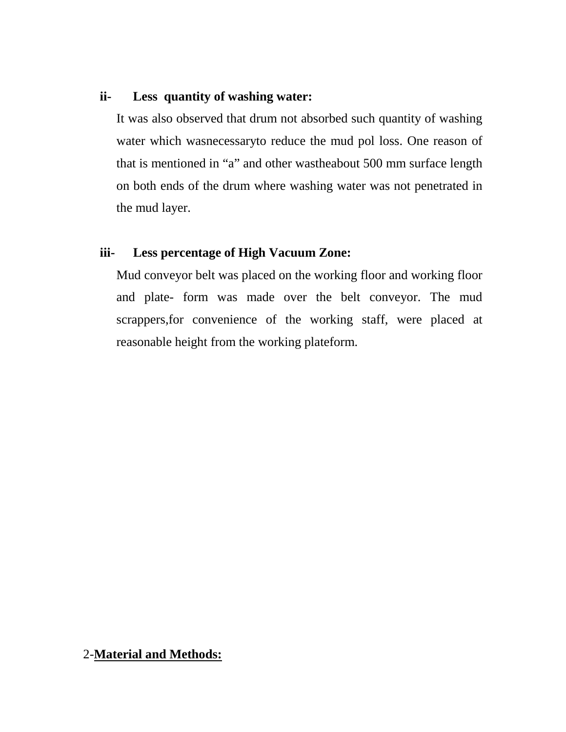**ii- Less quantity of washing water:**

It was also observed that drum not absorbed such quantity of washing water which wasnecessaryto reduce the mud pol loss. One reason of that is mentioned in “a” and other wastheabout 500 mm surface length on both ends of the drum where washing water was not penetrated in the mud layer.

**iii- Less percentage of High Vacuum Zone:**

Mud conveyor belt was placed on the working floor and working floor and plate- form was made over the belt conveyor. The mud scrappers,for convenience of the working staff, were placed at reasonable height from the working plateform.

## 2-Material and Methods: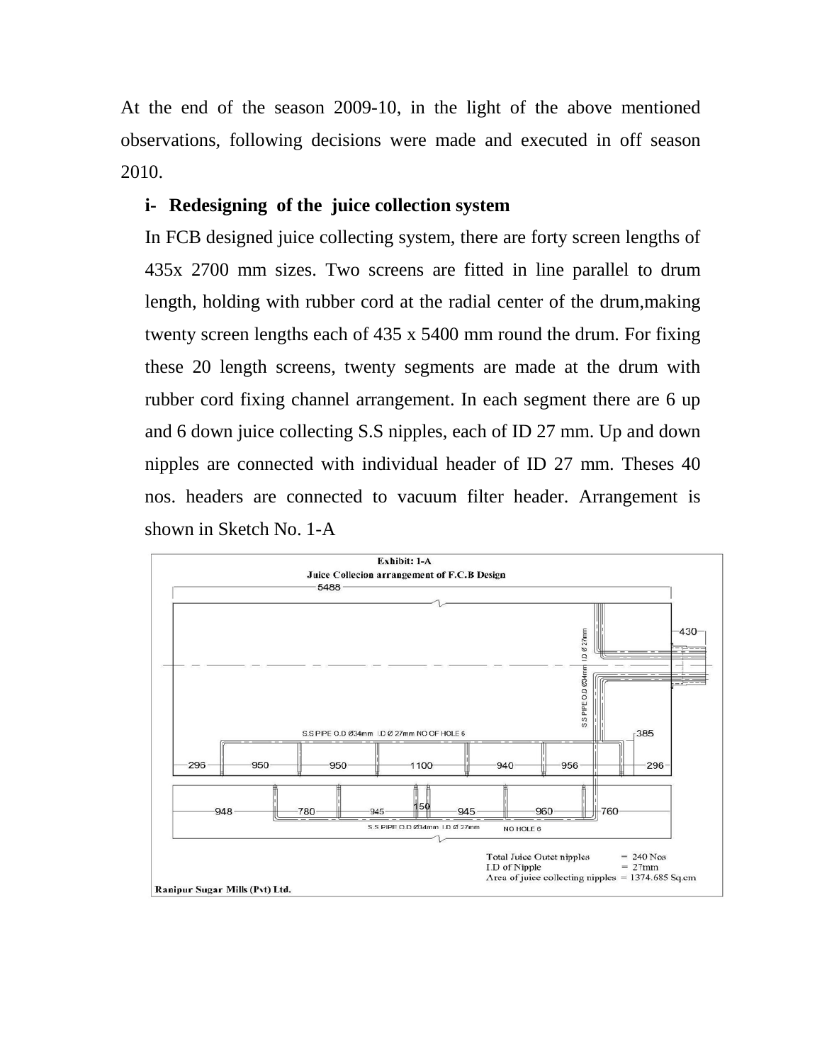At the end of the season 2009-10, in the light of the above mentioned observations, following decisions were made and executed in off season 2010.

**i- Redesigning of the juice collection system**

In FCB designed juice collecting system, there are forty screen lengths of 435x 2700 mm sizes. Two screens are fitted in line parallel to drum length, holding with rubber cord at the radial center of the drum,making twenty screen lengths each of 435 x 5400 mm round the drum. For fixing these 20 length screens, twenty segments are made at the drum with rubber cord fixing channel arrangement. In each segment there are 6 up and 6 down juice collecting S.S nipples, each of ID 27 mm. Up and down nipples are connected with individual header of ID 27 mm. Theses 40 nos. headers are connected to vacuum filter header. Arrangement is shown in Sketch No. 1-A

**Exhibit: 1-A**

**Juice Collecion arrangement of F.C.B Design**

5488

430

S.S PIPE O.D Ø34mm I.D Ø 27mm

S.S PIPE O.D Ø34mm I.D Ø 27mm NO OF HOLE 6

385

296 950 950 1100 940 956 296

948 780 945 150 945 960 760

S.S PIPE O.D Ø34mm I.D Ø 27mm NO HOLE 6

Total Juice Outet nipples = 240 Nos

I.D of Nipple = 27mm

Area of juice collecting nipples = 1374.685 Sq.cm

**Ranipur Sugar Mills (Pvt) Ltd.**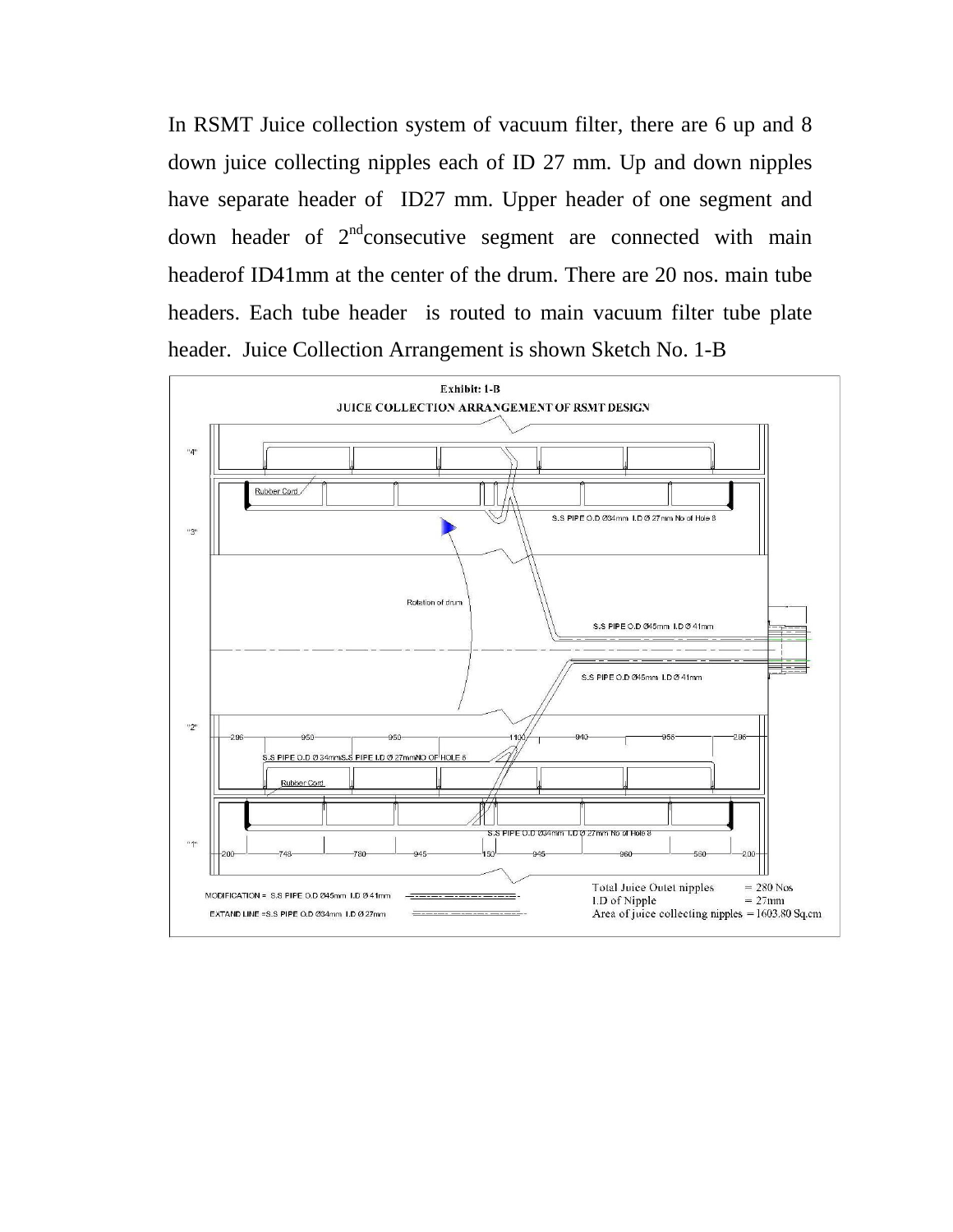In RSMT Juice collection system of vacuum filter, there are 6 up and 8 down juice collecting nipples each of ID 27 mm. Up and down nipples have separate header of ID27 mm. Upper header of one segment and down header of 2nd consecutive segment are connected with main headerof ID41mm at the center of the drum. There are 20 nos. main tube headers. Each tube header is routed to main vacuum filter tube plate header. Juice Collection Arrangement is shown Sketch No. 1-B

**Exhibit: 1-B**

**JUICE COLLECTION ARRANGEMENT OF RSMT DESIGN**

"4"

Rubber Cord

S.S PIPE O.D Ø34mm I.D Ø 27mm No of Hole 8

"3"

Rotation of drum

S.S PIPE O.D Ø45mm I.D Ø 41mm

S.S PIPE O.D Ø45mm I.D Ø 41mm

"2"

296 — 950 — 950 — 1100 — 940 — 958 — 296

S.S PIPE O.D Ø 34mmS.S PIPE I.D Ø 27mmNO OF HOLE 6

Rubber Cord

S.S PIPE O.D Ø34mm I.D Ø 27mm No of Hole 8

"1"

200 — 748 — 780 — 945 — 150 — 945 — 960 — 560 — 200

MODIFICATION = S.S PIPE O.D Ø45mm I.D Ø 41mm

EXTAND LINE =S.S PIPE O.D Ø34mm I.D Ø 27mm

Total Juice Outet nipples = 280 Nos

I.D of Nipple = 27mm

Area of juice collecting nipples = 1603.80 Sq.cm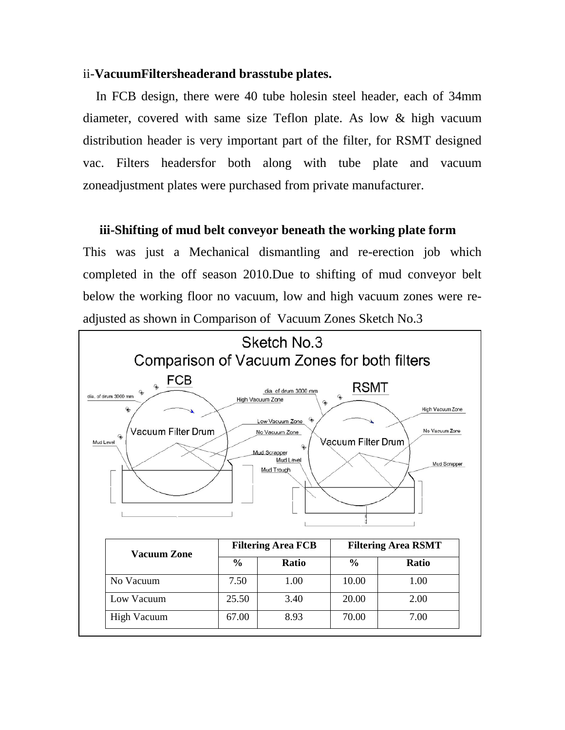ii-**VacuumFiltersheaderand brasstube plates.**

In FCB design, there were 40 tube holesin steel header, each of 34mm diameter, covered with same size Teflon plate. As low & high vacuum distribution header is very important part of the filter, for RSMT designed vac. Filters headersfor both along with tube plate and vacuum zoneadjustment plates were purchased from private manufacturer.

**iii-Shifting of mud belt conveyor beneath the working plate form**

This was just a Mechanical dismantling and re-erection job which completed in the off season 2010.Due to shifting of mud conveyor belt below the working floor no vacuum, low and high vacuum zones were re-adjusted as shown in Comparison of Vacuum Zones Sketch No.3

Sketch No.3
Comparison of Vacuum Zones for both filters

FCB

RSMT

dia. of drum 3000 mm

High Vacuum Zone

Low Vacuum Zone

No Vacuum Zone

Vacuum Filter Drum

Mud Level

Mud Scrapper

Mud Trough

| Vacuum Zone | Filtering Area FCB | | Filtering Area RSMT | |
|---|---|---|---|---|
| | **%** | **Ratio** | **%** | **Ratio** |
| No Vacuum | 7.50 | 1.00 | 10.00 | 1.00 |
| Low Vacuum | 25.50 | 3.40 | 20.00 | 2.00 |
| High Vacuum | 67.00 | 8.93 | 70.00 | 7.00 |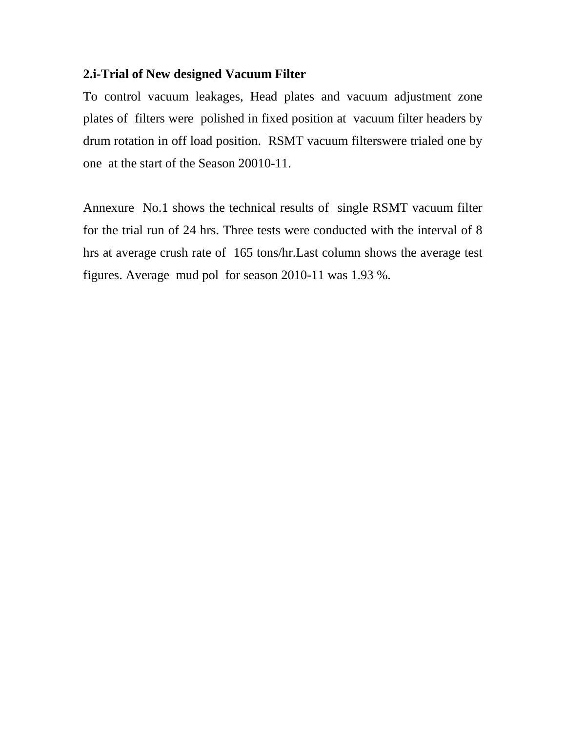**2.i-Trial of New designed Vacuum Filter**

To control vacuum leakages, Head plates and vacuum adjustment zone plates of filters were polished in fixed position at vacuum filter headers by drum rotation in off load position. RSMT vacuum filterswere trialed one by one at the start of the Season 20010-11.

Annexure No.1 shows the technical results of single RSMT vacuum filter for the trial run of 24 hrs. Three tests were conducted with the interval of 8 hrs at average crush rate of 165 tons/hr.Last column shows the average test figures. Average mud pol for season 2010-11 was 1.93 %.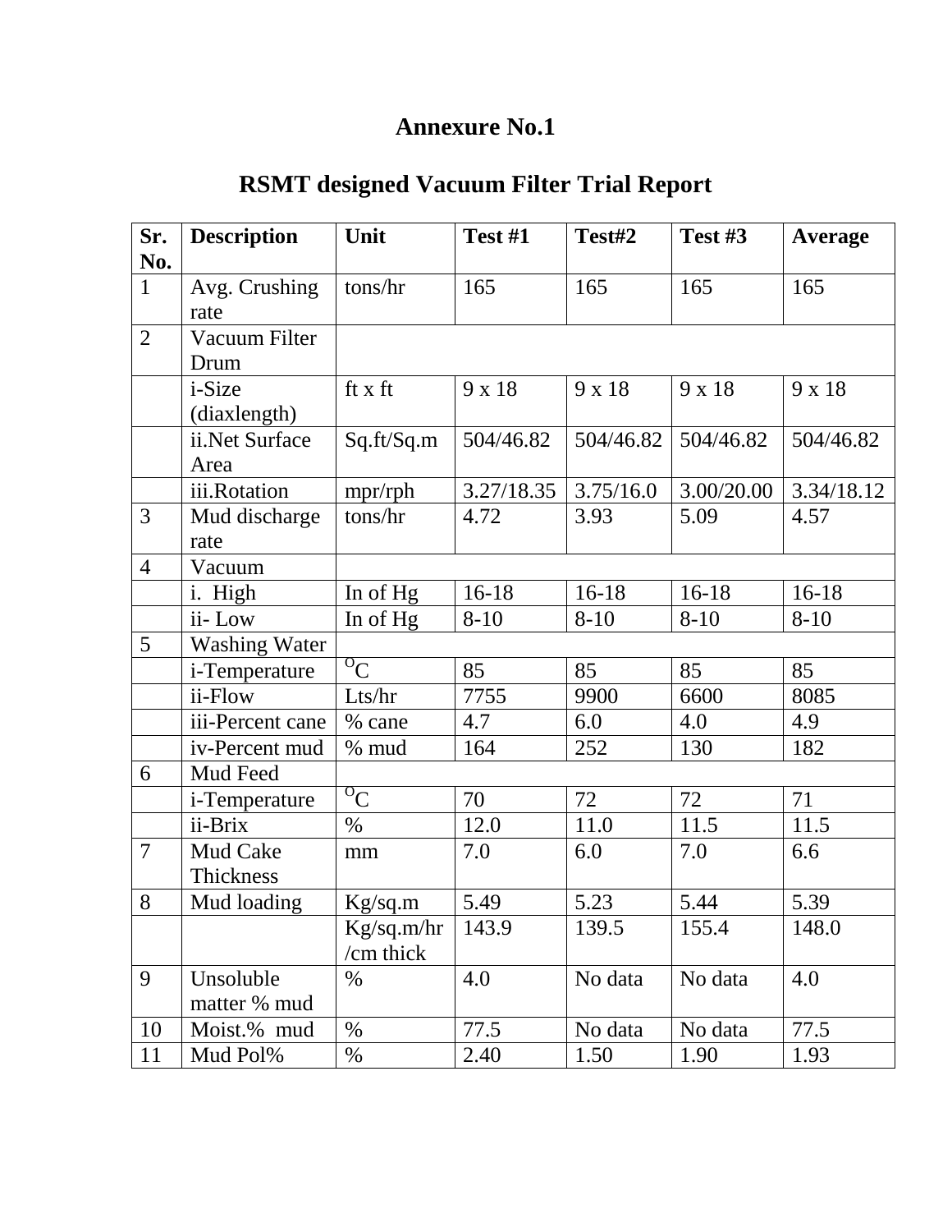# Annexure No.1

## RSMT designed Vacuum Filter Trial Report

| Sr. No. | Description | Unit | Test #1 | Test#2 | Test #3 | Average |
|---|---|---|---|---|---|---|
| 1 | Avg. Crushing rate | tons/hr | 165 | 165 | 165 | 165 |
| 2 | Vacuum Filter Drum | | | | | |
| | i-Size (diaxlength) | ft x ft | 9 x 18 | 9 x 18 | 9 x 18 | 9 x 18 |
| | ii.Net Surface Area | Sq.ft/Sq.m | 504/46.82 | 504/46.82 | 504/46.82 | 504/46.82 |
| | iii.Rotation | mpr/rph | 3.27/18.35 | 3.75/16.0 | 3.00/20.00 | 3.34/18.12 |
| 3 | Mud discharge rate | tons/hr | 4.72 | 3.93 | 5.09 | 4.57 |
| 4 | Vacuum | | | | | |
| | i. High | In of Hg | 16-18 | 16-18 | 16-18 | 16-18 |
| | ii- Low | In of Hg | 8-10 | 8-10 | 8-10 | 8-10 |
| 5 | Washing Water | | | | | |
| | i-Temperature | $^{O}C$ | 85 | 85 | 85 | 85 |
| | ii-Flow | Lts/hr | 7755 | 9900 | 6600 | 8085 |
| | iii-Percent cane | % cane | 4.7 | 6.0 | 4.0 | 4.9 |
| | iv-Percent mud | % mud | 164 | 252 | 130 | 182 |
| 6 | Mud Feed | | | | | |
| | i-Temperature | $^{O}C$ | 70 | 72 | 72 | 71 |
| | ii-Brix | % | 12.0 | 11.0 | 11.5 | 11.5 |
| 7 | Mud Cake Thickness | mm | 7.0 | 6.0 | 7.0 | 6.6 |
| 8 | Mud loading | Kg/sq.m | 5.49 | 5.23 | 5.44 | 5.39 |
| | | Kg/sq.m/hr /cm thick | 143.9 | 139.5 | 155.4 | 148.0 |
| 9 | Unsoluble matter % mud | % | 4.0 | No data | No data | 4.0 |
| 10 | Moist.% mud | % | 77.5 | No data | No data | 77.5 |
| 11 | Mud Pol% | % | 2.40 | 1.50 | 1.90 | 1.93 |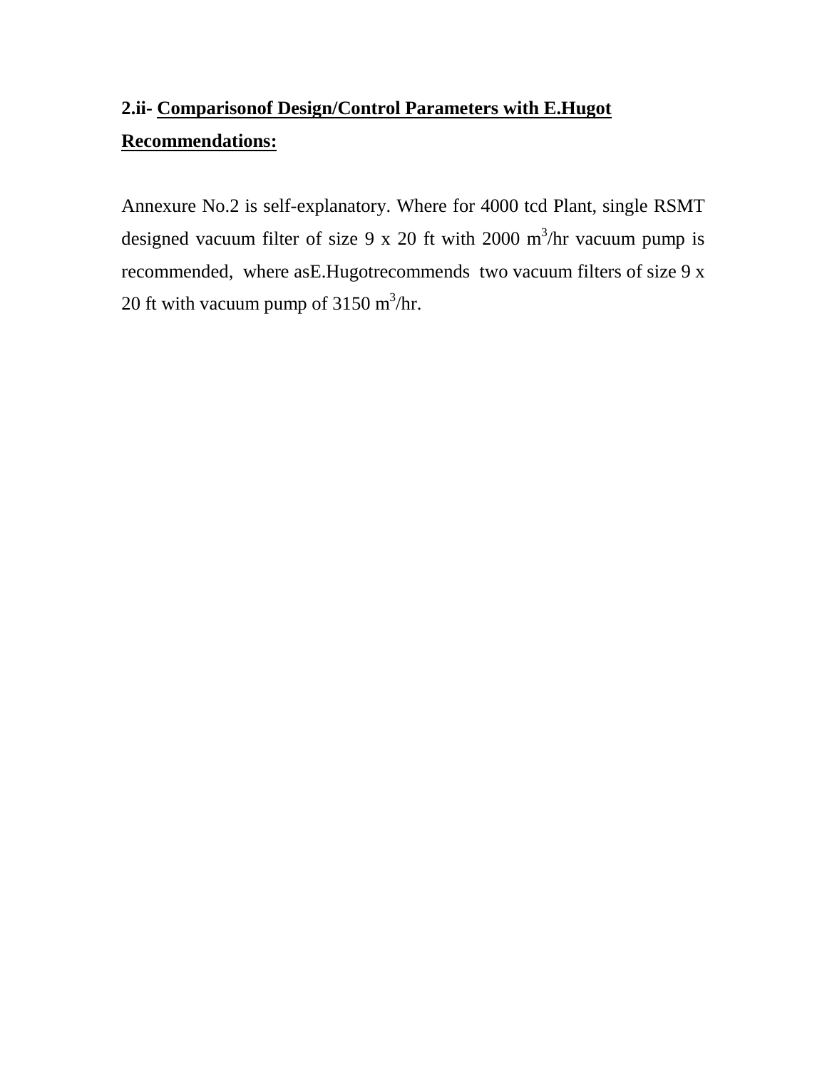**2.ii- Comparisonof Design/Control Parameters with E.Hugot Recommendations:**

Annexure No.2 is self-explanatory. Where for 4000 tcd Plant, single RSMT designed vacuum filter of size 9 x 20 ft with 2000 $m^3$/hr vacuum pump is recommended, where asE.Hugotrecommends two vacuum filters of size 9 x 20 ft with vacuum pump of 3150 $m^3$/hr.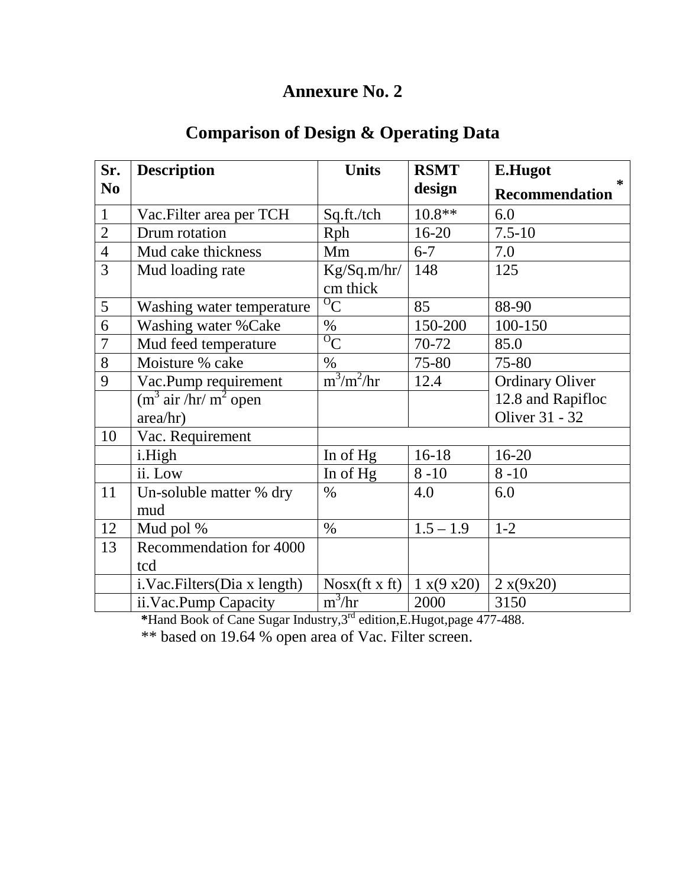# Annexure No. 2

## Comparison of Design & Operating Data

| Sr. No | Description | Units | RSMT design | E.Hugot Recommendation * |
|---|---|---|---|---|
| 1 | Vac.Filter area per TCH | Sq.ft./tch | 10.8** | 6.0 |
| 2 | Drum rotation | Rph | 16-20 | 7.5-10 |
| 4 | Mud cake thickness | Mm | 6-7 | 7.0 |
| 3 | Mud loading rate | Kg/Sq.m/hr/ cm thick | 148 | 125 |
| 5 | Washing water temperature | $^{O}C$ | 85 | 88-90 |
| 6 | Washing water %Cake | % | 150-200 | 100-150 |
| 7 | Mud feed temperature | $^{O}C$ | 70-72 | 85.0 |
| 8 | Moisture % cake | % | 75-80 | 75-80 |
| 9 | Vac.Pump requirement ($m^3$ air /hr/ $m^2$ open area/hr) | $m^3/m^2/hr$ | 12.4 | Ordinary Oliver 12.8 and Rapifloc Oliver 31 - 32 |
| 10 | Vac. Requirement | | | |
| | i.High | In of Hg | 16-18 | 16-20 |
| | ii. Low | In of Hg | 8 -10 | 8 -10 |
| 11 | Un-soluble matter % dry mud | % | 4.0 | 6.0 |
| 12 | Mud pol % | % | 1.5 – 1.9 | 1-2 |
| 13 | Recommendation for 4000 tcd | | | |
| | i.Vac.Filters(Dia x length) | Nosx(ft x ft) | 1 x(9 x20) | 2 x(9x20) |
| | ii.Vac.Pump Capacity | $m^3/hr$ | 2000 | 3150 |

**\***Hand Book of Cane Sugar Industry,3rd edition,E.Hugot,page 477-488.

** based on 19.64 % open area of Vac. Filter screen.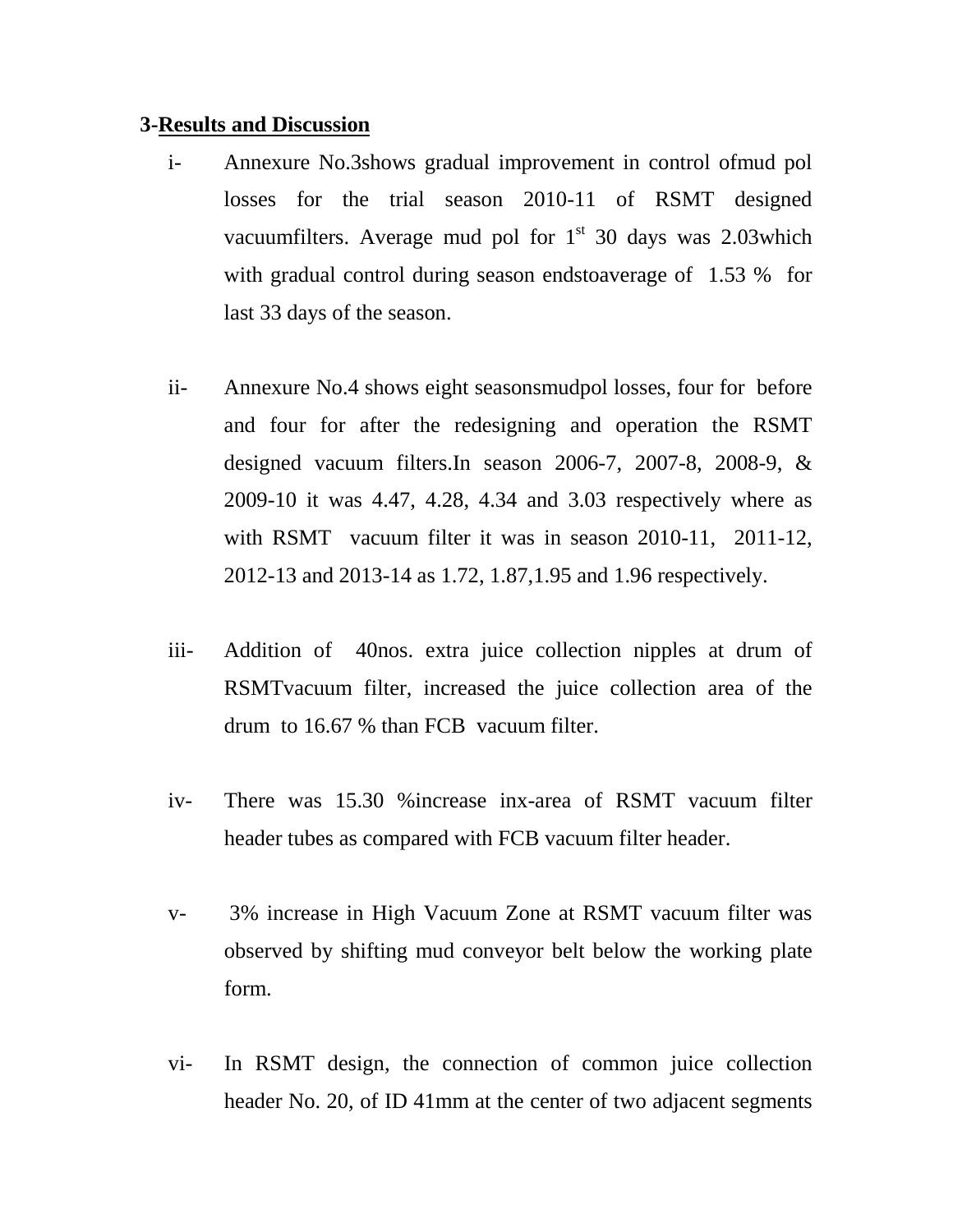**3-Results and Discussion**

i- Annexure No.3shows gradual improvement in control ofmud pol losses for the trial season 2010-11 of RSMT designed vacuumfilters. Average mud pol for 1st 30 days was 2.03which with gradual control during season endstoaverage of 1.53 % for last 33 days of the season.

ii- Annexure No.4 shows eight seasonsmudpol losses, four for before and four for after the redesigning and operation the RSMT designed vacuum filters.In season 2006-7, 2007-8, 2008-9, & 2009-10 it was 4.47, 4.28, 4.34 and 3.03 respectively where as with RSMT vacuum filter it was in season 2010-11, 2011-12, 2012-13 and 2013-14 as 1.72, 1.87,1.95 and 1.96 respectively.

iii- Addition of 40nos. extra juice collection nipples at drum of RSMTvacuum filter, increased the juice collection area of the drum to 16.67 % than FCB vacuum filter.

iv- There was 15.30 %increase inx-area of RSMT vacuum filter header tubes as compared with FCB vacuum filter header.

v- 3% increase in High Vacuum Zone at RSMT vacuum filter was observed by shifting mud conveyor belt below the working plate form.

vi- In RSMT design, the connection of common juice collection header No. 20, of ID 41mm at the center of two adjacent segments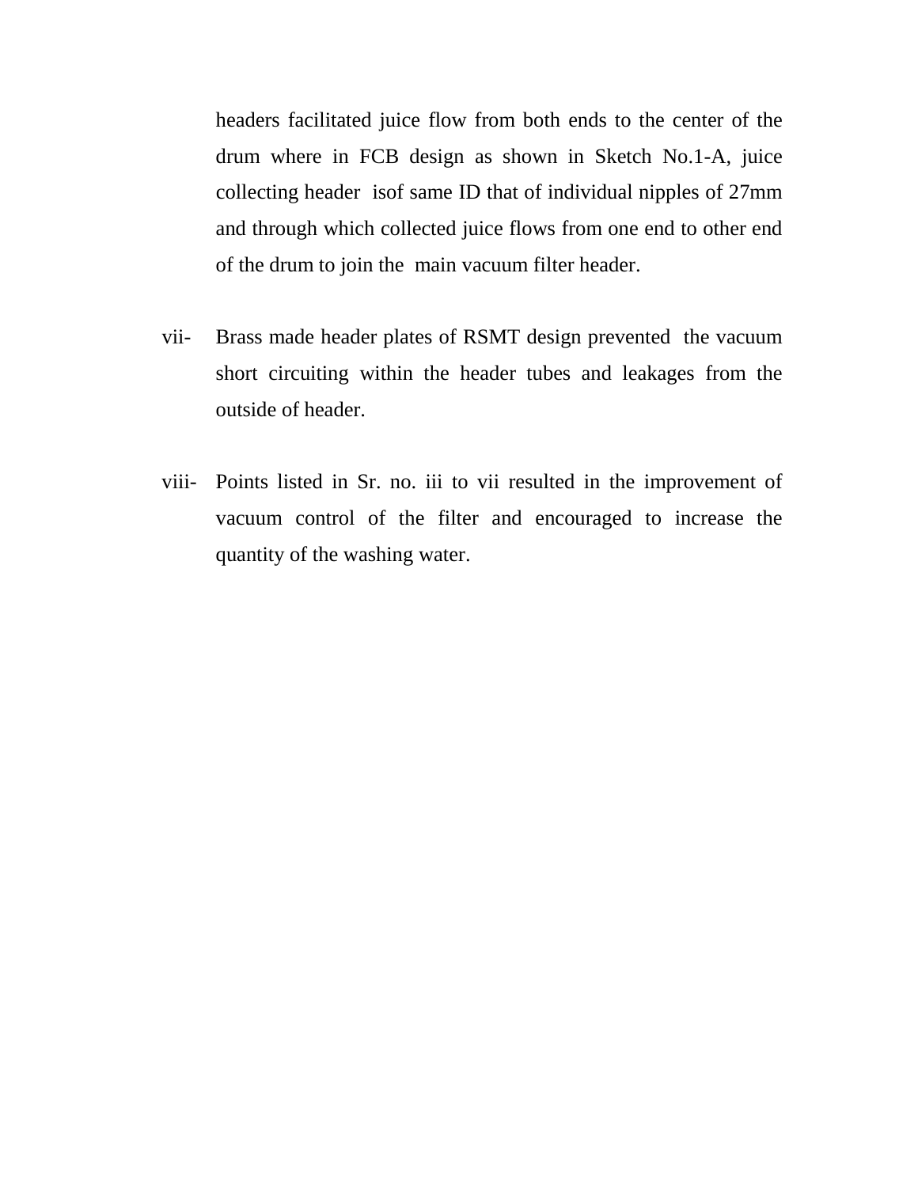headers facilitated juice flow from both ends to the center of the drum where in FCB design as shown in Sketch No.1-A, juice collecting header isof same ID that of individual nipples of 27mm and through which collected juice flows from one end to other end of the drum to join the main vacuum filter header.

vii- Brass made header plates of RSMT design prevented the vacuum short circuiting within the header tubes and leakages from the outside of header.

viii- Points listed in Sr. no. iii to vii resulted in the improvement of vacuum control of the filter and encouraged to increase the quantity of the washing water.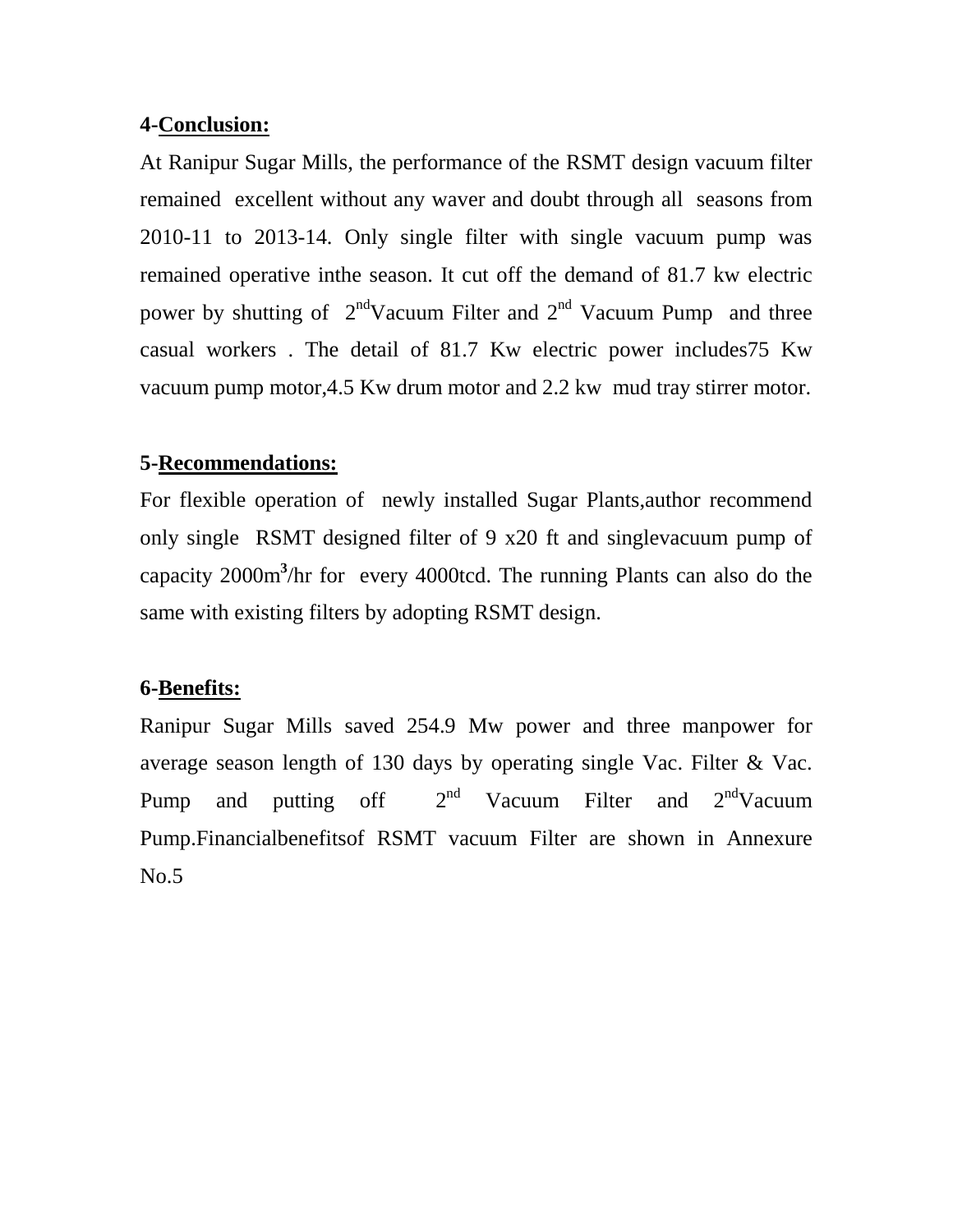**4-Conclusion:**

At Ranipur Sugar Mills, the performance of the RSMT design vacuum filter remained excellent without any waver and doubt through all seasons from 2010-11 to 2013-14. Only single filter with single vacuum pump was remained operative inthe season. It cut off the demand of 81.7 kw electric power by shutting of 2ndVacuum Filter and 2nd Vacuum Pump and three casual workers . The detail of 81.7 Kw electric power includes75 Kw vacuum pump motor,4.5 Kw drum motor and 2.2 kw mud tray stirrer motor.

**5-Recommendations:**

For flexible operation of newly installed Sugar Plants,author recommend only single RSMT designed filter of 9 x20 ft and singlevacuum pump of capacity 2000$m^3$/hr for every 4000tcd. The running Plants can also do the same with existing filters by adopting RSMT design.

**6-Benefits:**

Ranipur Sugar Mills saved 254.9 Mw power and three manpower for average season length of 130 days by operating single Vac. Filter & Vac. Pump and putting off 2nd Vacuum Filter and 2ndVacuum Pump.Financialbenefitsof RSMT vacuum Filter are shown in Annexure No.5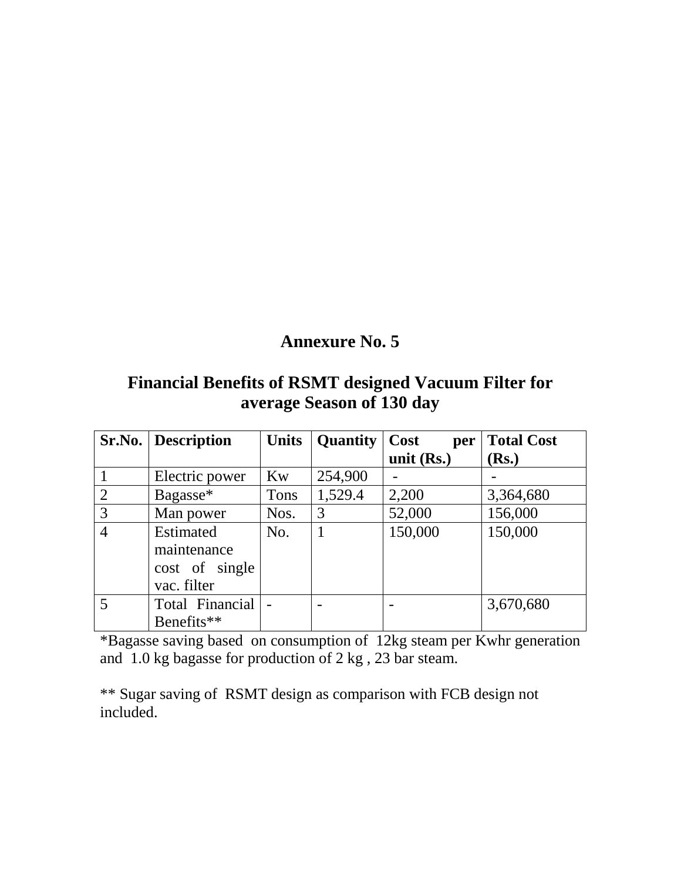# Annexure No. 5

## Financial Benefits of RSMT designed Vacuum Filter for average Season of 130 day

| Sr.No. | Description | Units | Quantity | Cost per unit (Rs.) | Total Cost (Rs.) |
|---|---|---|---|---|---|
| 1 | Electric power | Kw | 254,900 | - | - |
| 2 | Bagasse* | Tons | 1,529.4 | 2,200 | 3,364,680 |
| 3 | Man power | Nos. | 3 | 52,000 | 156,000 |
| 4 | Estimated maintenance cost of single vac. filter | No. | 1 | 150,000 | 150,000 |
| 5 | Total Financial Benefits** | - | - | - | 3,670,680 |

*Bagasse saving based on consumption of 12kg steam per Kwhr generation and 1.0 kg bagasse for production of 2 kg , 23 bar steam.

** Sugar saving of RSMT design as comparison with FCB design not included.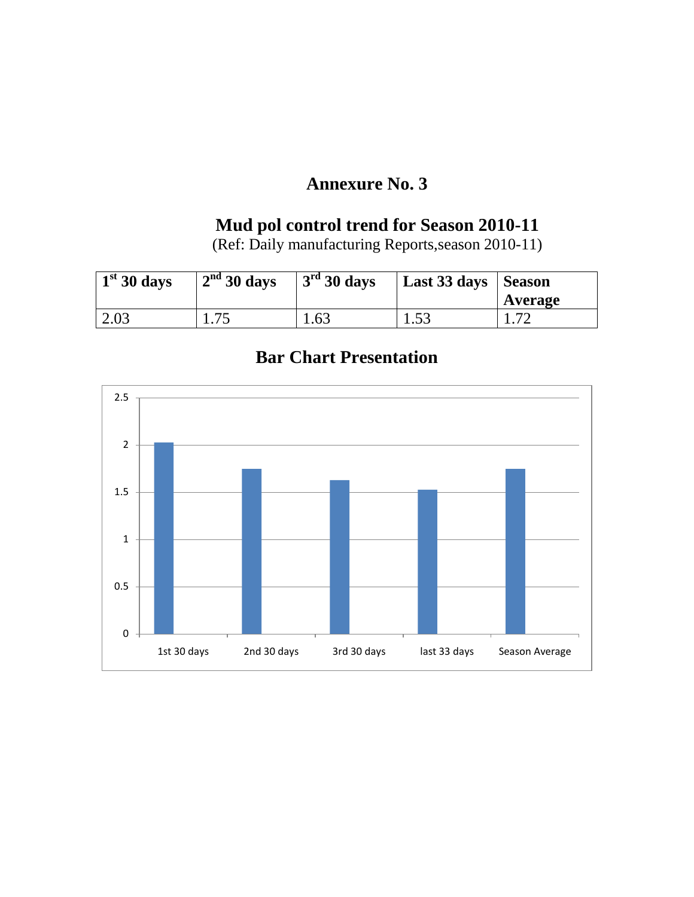# Annexure No. 3

## Mud pol control trend for Season 2010-11

(Ref: Daily manufacturing Reports,season 2010-11)

| 1st 30 days | 2nd 30 days | 3rd 30 days | Last 33 days | Season Average |
|---|---|---|---|---|
| 2.03 | 1.75 | 1.63 | 1.53 | 1.72 |

## Bar Chart Presentation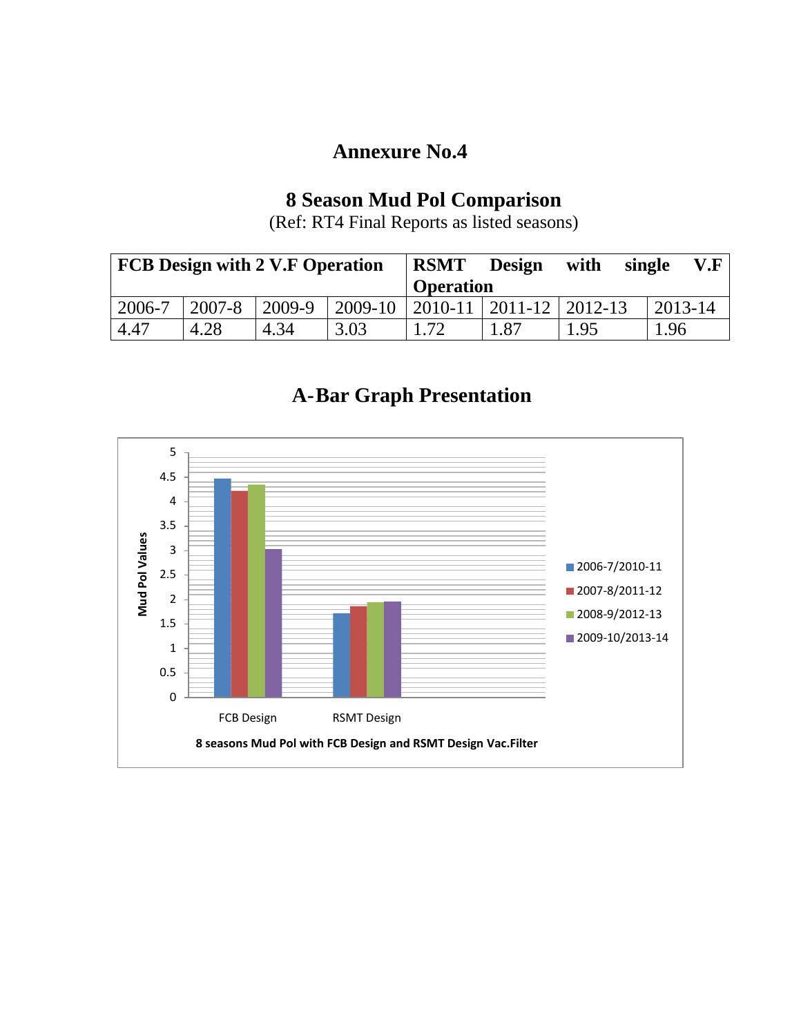# Annexure No.4

## 8 Season Mud Pol Comparison

(Ref: RT4 Final Reports as listed seasons)

| **FCB Design with 2 V.F Operation** | | | | **RSMT Design with single V.F Operation** | | | |
|---|---|---|---|---|---|---|---|
| 2006-7 | 2007-8 | 2009-9 | 2009-10 | 2010-11 | 2011-12 | 2012-13 | 2013-14 |
| 4.47 | 4.28 | 4.34 | 3.03 | 1.72 | 1.87 | 1.95 | 1.96 |

## A-Bar Graph Presentation

Mud Pol Values

FCB Design | RSMT Design

- 2006-7/2010-11
- 2007-8/2011-12
- 2008-9/2012-13
- 2009-10/2013-14

**8 seasons Mud Pol with FCB Design and RSMT Design Vac.Filter**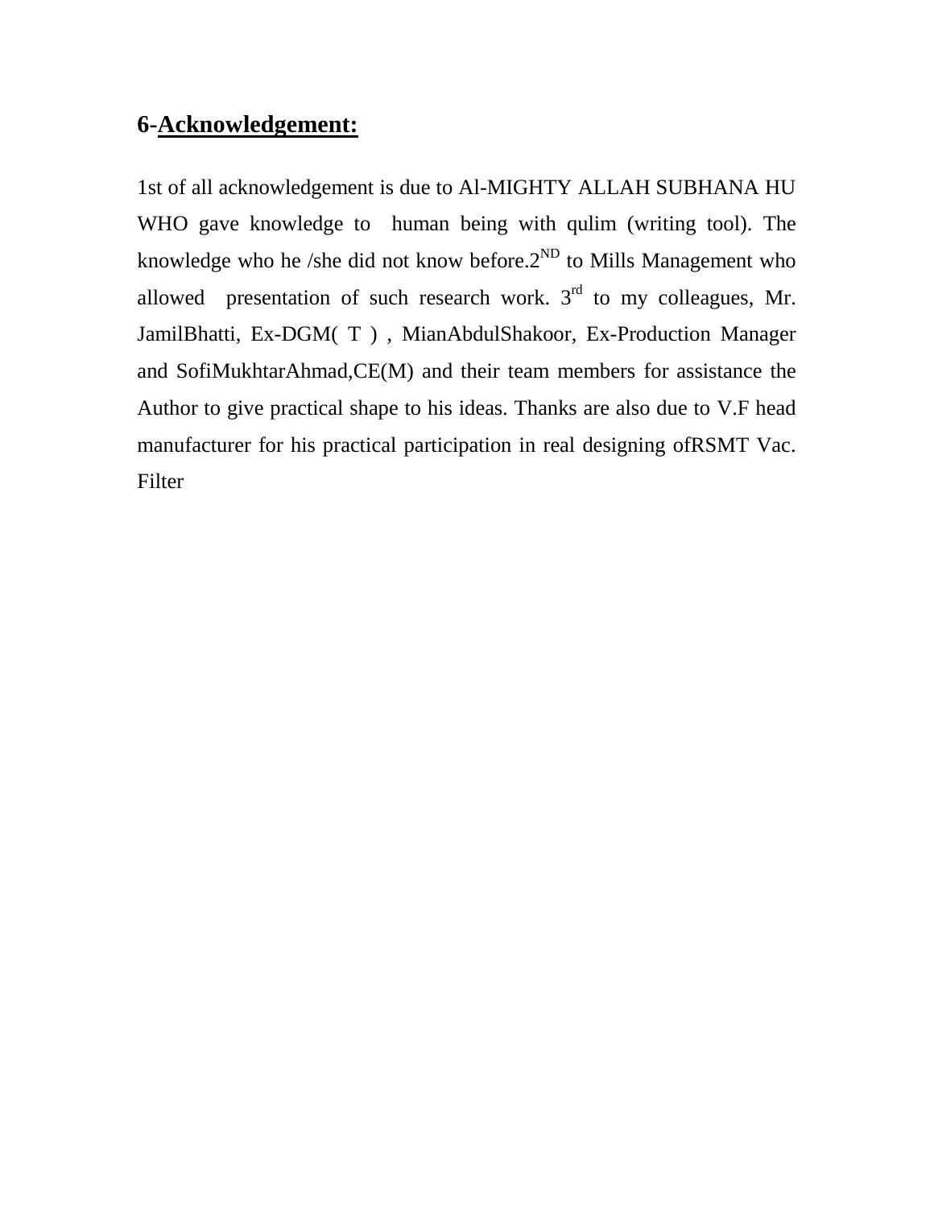## 6-Acknowledgement:

1st of all acknowledgement is due to Al-MIGHTY ALLAH SUBHANA HU WHO gave knowledge to human being with qulim (writing tool). The knowledge who he /she did not know before.2$^{ND}$ to Mills Management who allowed presentation of such research work. 3$^{rd}$ to my colleagues, Mr. JamilBhatti, Ex-DGM( T ) , MianAbdulShakoor, Ex-Production Manager and SofiMukhtarAhmad,CE(M) and their team members for assistance the Author to give practical shape to his ideas. Thanks are also due to V.F head manufacturer for his practical participation in real designing ofRSMT Vac. Filter